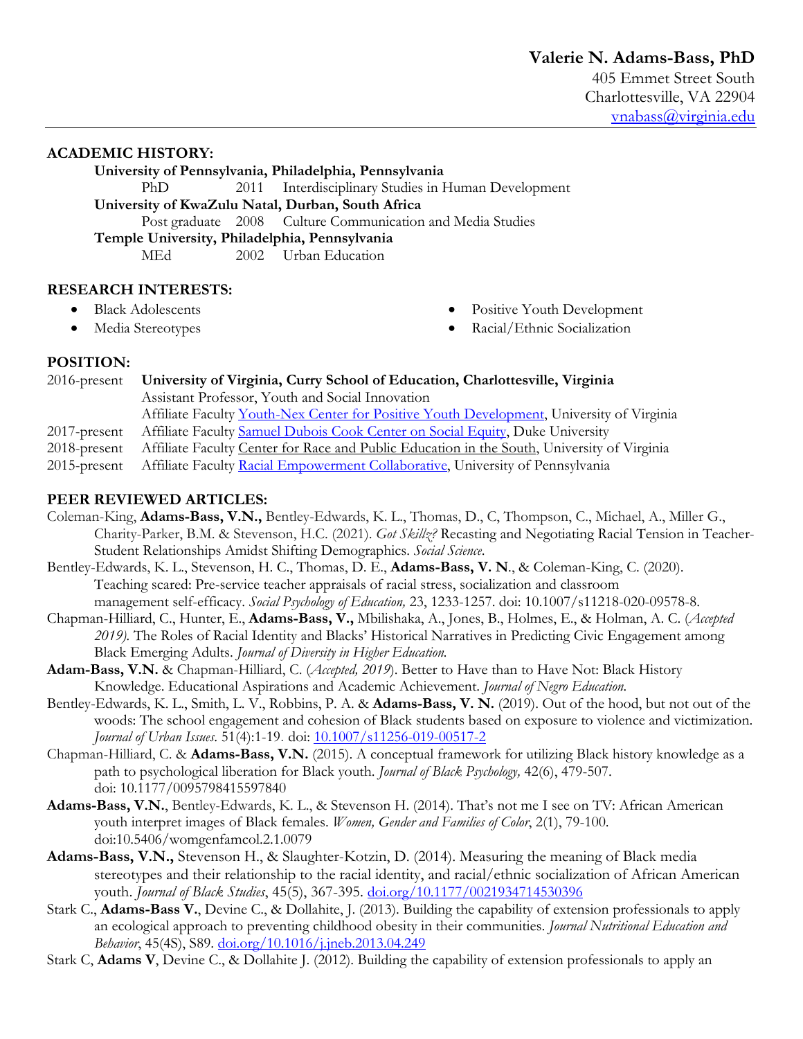**Valerie N. Adams-Bass, PhD**
405 Emmet Street South
Charlottesville, VA 22904
vnabass@virginia.edu

## ACADEMIC HISTORY:

**University of Pennsylvania, Philadelphia, Pennsylvania**
PhD 2011 Interdisciplinary Studies in Human Development

**University of KwaZulu Natal, Durban, South Africa**
Post graduate 2008 Culture Communication and Media Studies

**Temple University, Philadelphia, Pennsylvania**
MEd 2002 Urban Education

## RESEARCH INTERESTS:

- Black Adolescents
- Media Stereotypes
- Positive Youth Development
- Racial/Ethnic Socialization

## POSITION:

2016-present **University of Virginia, Curry School of Education, Charlottesville, Virginia**
Assistant Professor, Youth and Social Innovation
Affiliate Faculty Youth-Nex Center for Positive Youth Development, University of Virginia

2017-present Affiliate Faculty Samuel Dubois Cook Center on Social Equity, Duke University

2018-present Affiliate Faculty Center for Race and Public Education in the South, University of Virginia

2015-present Affiliate Faculty Racial Empowerment Collaborative, University of Pennsylvania

## PEER REVIEWED ARTICLES:

Coleman-King, **Adams-Bass, V.N.,** Bentley-Edwards, K. L., Thomas, D., C, Thompson, C., Michael, A., Miller G., Charity-Parker, B.M. & Stevenson, H.C. (2021). *Got Skillz?* Recasting and Negotiating Racial Tension in Teacher-Student Relationships Amidst Shifting Demographics. *Social Science*.

Bentley-Edwards, K. L., Stevenson, H. C., Thomas, D. E., **Adams-Bass, V. N**., & Coleman-King, C. (2020). Teaching scared: Pre-service teacher appraisals of racial stress, socialization and classroom management self-efficacy. *Social Psychology of Education,* 23, 1233-1257. doi: 10.1007/s11218-020-09578-8.

Chapman-Hilliard, C., Hunter, E., **Adams-Bass, V.,** Mbilishaka, A., Jones, B., Holmes, E., & Holman, A. C. (*Accepted 2019).* The Roles of Racial Identity and Blacks' Historical Narratives in Predicting Civic Engagement among Black Emerging Adults. *Journal of Diversity in Higher Education.*

**Adam-Bass, V.N.** & Chapman-Hilliard, C. (*Accepted, 2019*). Better to Have than to Have Not: Black History Knowledge. Educational Aspirations and Academic Achievement. *Journal of Negro Education.*

Bentley-Edwards, K. L., Smith, L. V., Robbins, P. A. & **Adams-Bass, V. N.** (2019). Out of the hood, but not out of the woods: The school engagement and cohesion of Black students based on exposure to violence and victimization. *Journal of Urban Issues*. 51(4):1-19. doi: 10.1007/s11256-019-00517-2

Chapman-Hilliard, C. & **Adams-Bass, V.N.** (2015). A conceptual framework for utilizing Black history knowledge as a path to psychological liberation for Black youth. *Journal of Black Psychology,* 42(6), 479-507. doi: 10.1177/0095798415597840

**Adams-Bass, V.N.**, Bentley-Edwards, K. L., & Stevenson H. (2014). That's not me I see on TV: African American youth interpret images of Black females. *Women, Gender and Families of Color*, 2(1), 79-100. doi:10.5406/womgenfamcol.2.1.0079

**Adams-Bass, V.N.,** Stevenson H., & Slaughter-Kotzin, D. (2014). Measuring the meaning of Black media stereotypes and their relationship to the racial identity, and racial/ethnic socialization of African American youth. *Journal of Black Studies*, 45(5), 367-395. doi.org/10.1177/0021934714530396

Stark C., **Adams-Bass V.**, Devine C., & Dollahite, J. (2013). Building the capability of extension professionals to apply an ecological approach to preventing childhood obesity in their communities. *Journal Nutritional Education and Behavior*, 45(4S), S89. doi.org/10.1016/j.jneb.2013.04.249

Stark C, **Adams V**, Devine C., & Dollahite J. (2012). Building the capability of extension professionals to apply an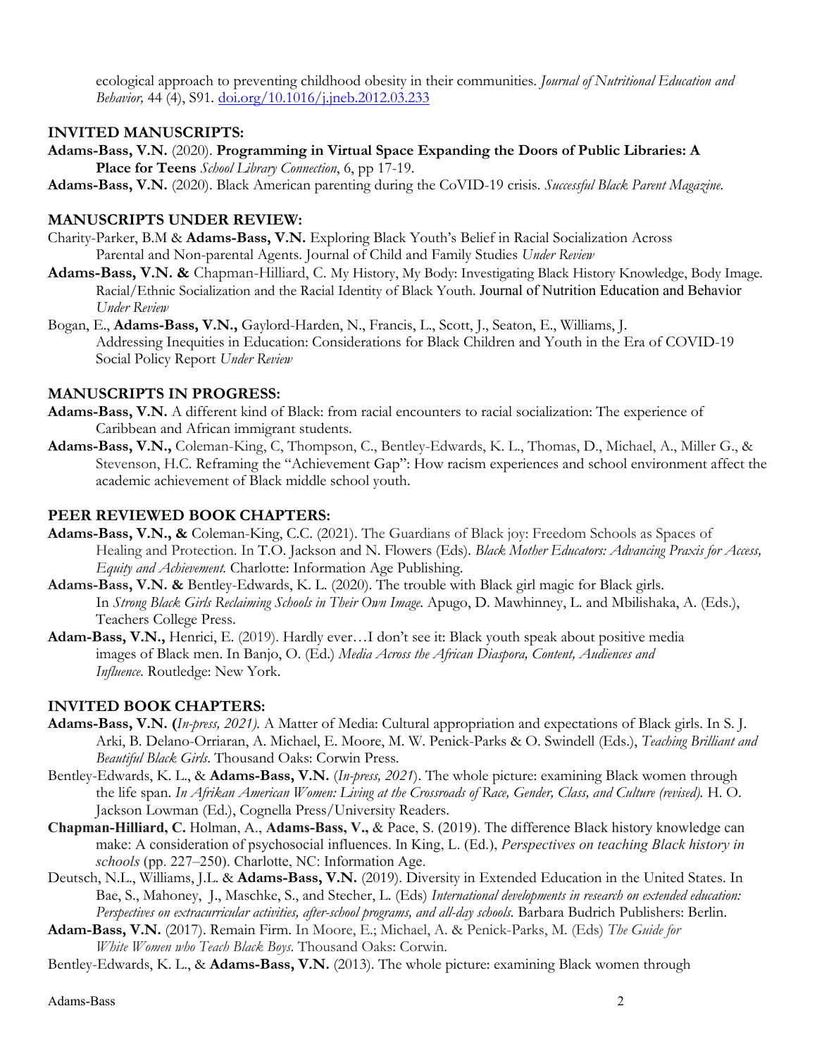ecological approach to preventing childhood obesity in their communities. *Journal of Nutritional Education and Behavior,* 44 (4), S91. doi.org/10.1016/j.jneb.2012.03.233

## INVITED MANUSCRIPTS:

**Adams-Bass, V.N.** (2020). **Programming in Virtual Space Expanding the Doors of Public Libraries: A Place for Teens** *School Library Connection*, 6, pp 17-19.

**Adams-Bass, V.N.** (2020). Black American parenting during the CoVID-19 crisis. *Successful Black Parent Magazine.*

## MANUSCRIPTS UNDER REVIEW:

Charity-Parker, B.M & **Adams-Bass, V.N.** Exploring Black Youth's Belief in Racial Socialization Across Parental and Non-parental Agents. Journal of Child and Family Studies *Under Review*

**Adams-Bass, V.N. &** Chapman-Hilliard, C. My History, My Body: Investigating Black History Knowledge, Body Image. Racial/Ethnic Socialization and the Racial Identity of Black Youth. Journal of Nutrition Education and Behavior *Under Review*

Bogan, E., **Adams-Bass, V.N.,** Gaylord-Harden, N., Francis, L., Scott, J., Seaton, E., Williams, J. Addressing Inequities in Education: Considerations for Black Children and Youth in the Era of COVID-19 Social Policy Report *Under Review*

## MANUSCRIPTS IN PROGRESS:

**Adams-Bass, V.N.** A different kind of Black: from racial encounters to racial socialization: The experience of Caribbean and African immigrant students.

**Adams-Bass, V.N.,** Coleman-King, C, Thompson, C., Bentley-Edwards, K. L., Thomas, D., Michael, A., Miller G., & Stevenson, H.C. Reframing the "Achievement Gap": How racism experiences and school environment affect the academic achievement of Black middle school youth.

## PEER REVIEWED BOOK CHAPTERS:

**Adams-Bass, V.N., &** Coleman-King, C.C. (2021). The Guardians of Black joy: Freedom Schools as Spaces of Healing and Protection. In T.O. Jackson and N. Flowers (Eds). *Black Mother Educators: Advancing Praxis for Access, Equity and Achievement.* Charlotte: Information Age Publishing.

**Adams-Bass, V.N. &** Bentley-Edwards, K. L. (2020). The trouble with Black girl magic for Black girls. In *Strong Black Girls Reclaiming Schools in Their Own Image.* Apugo, D. Mawhinney, L. and Mbilishaka, A. (Eds.), Teachers College Press.

**Adam-Bass, V.N.,** Henrici, E. (2019). Hardly ever…I don't see it: Black youth speak about positive media images of Black men. In Banjo, O. (Ed.) *Media Across the African Diaspora, Content, Audiences and Influence.* Routledge: New York.

## INVITED BOOK CHAPTERS:

**Adams-Bass, V.N. (***In-press, 2021).* A Matter of Media: Cultural appropriation and expectations of Black girls. In S. J. Arki, B. Delano-Orriaran, A. Michael, E. Moore, M. W. Penick-Parks & O. Swindell (Eds.), *Teaching Brilliant and Beautiful Black Girls*. Thousand Oaks: Corwin Press.

Bentley-Edwards, K. L., & **Adams-Bass, V.N.** (*In-press, 2021*). The whole picture: examining Black women through the life span. *In Afrikan American Women: Living at the Crossroads of Race, Gender, Class, and Culture (revised).* H. O. Jackson Lowman (Ed.), Cognella Press/University Readers.

**Chapman-Hilliard, C.** Holman, A., **Adams-Bass, V.**, & Pace, S. (2019). The difference Black history knowledge can make: A consideration of psychosocial influences. In King, L. (Ed.), *Perspectives on teaching Black history in schools* (pp. 227–250). Charlotte, NC: Information Age.

Deutsch, N.L., Williams, J.L. & **Adams-Bass, V.N.** (2019). Diversity in Extended Education in the United States. In Bae, S., Mahoney, J., Maschke, S., and Stecher, L. (Eds) *International developments in research on extended education: Perspectives on extracurricular activities, after-school programs, and all-day schools.* Barbara Budrich Publishers: Berlin.

**Adam-Bass, V.N.** (2017). Remain Firm. In Moore, E.; Michael, A. & Penick-Parks, M. (Eds) *The Guide for White Women who Teach Black Boys.* Thousand Oaks: Corwin.

Bentley-Edwards, K. L., & **Adams-Bass, V.N.** (2013). The whole picture: examining Black women through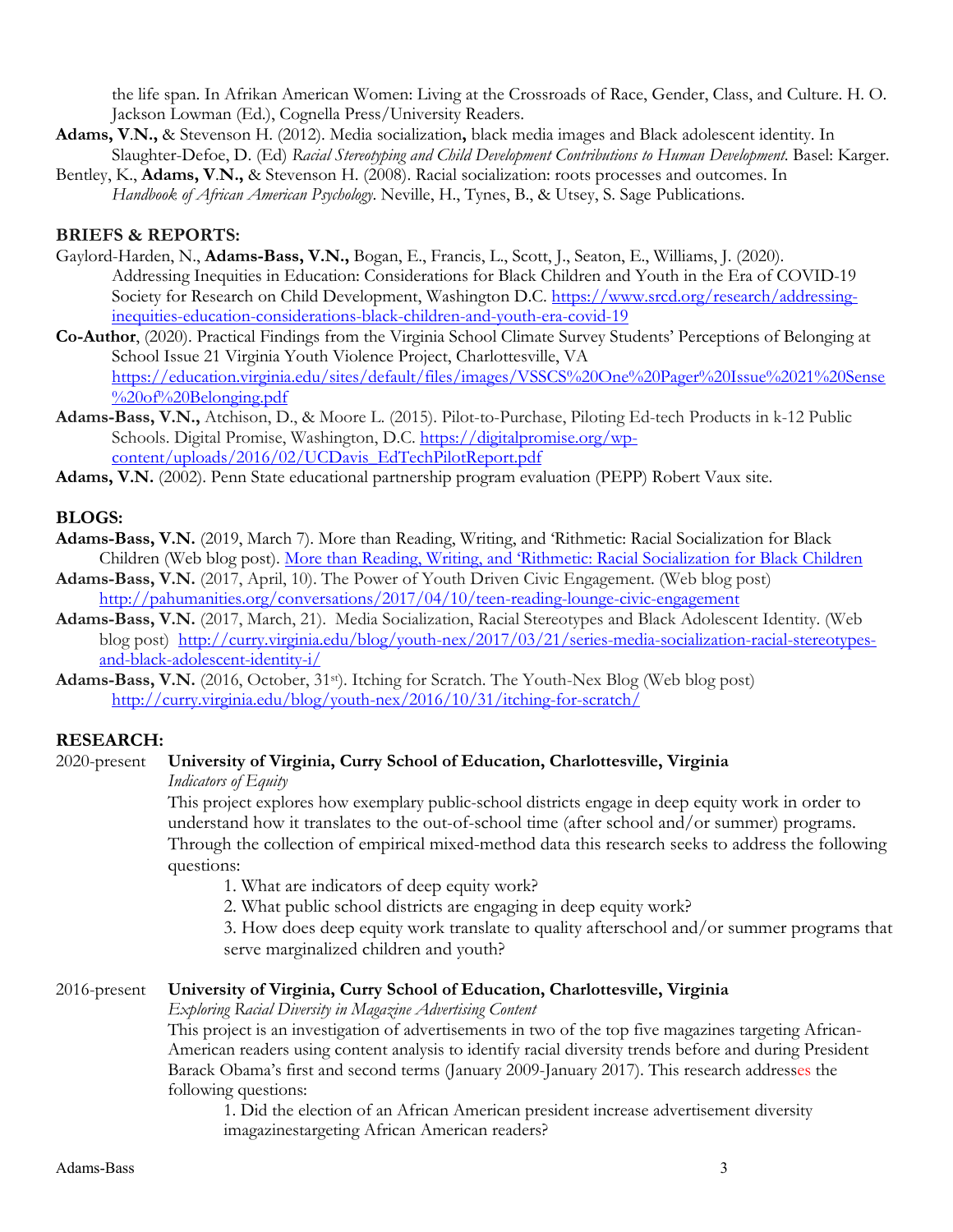the life span. In Afrikan American Women: Living at the Crossroads of Race, Gender, Class, and Culture. H. O. Jackson Lowman (Ed.), Cognella Press/University Readers.

**Adams, V.N.,** & Stevenson H. (2012). Media socialization**,** black media images and Black adolescent identity. In Slaughter-Defoe, D. (Ed) *Racial Stereotyping and Child Development Contributions to Human Development.* Basel: Karger.

Bentley, K., **Adams, V.N.,** & Stevenson H. (2008). Racial socialization: roots processes and outcomes. In *Handbook of African American Psychology*. Neville, H., Tynes, B., & Utsey, S. Sage Publications.

## BRIEFS & REPORTS:

Gaylord-Harden, N., **Adams-Bass, V.N.,** Bogan, E., Francis, L., Scott, J., Seaton, E., Williams, J. (2020). Addressing Inequities in Education: Considerations for Black Children and Youth in the Era of COVID-19 Society for Research on Child Development, Washington D.C. https://www.srcd.org/research/addressing-inequities-education-considerations-black-children-and-youth-era-covid-19

**Co-Author**, (2020). Practical Findings from the Virginia School Climate Survey Students' Perceptions of Belonging at School Issue 21 Virginia Youth Violence Project, Charlottesville, VA https://education.virginia.edu/sites/default/files/images/VSSCS%20One%20Pager%20Issue%2021%20Sense%20of%20Belonging.pdf

**Adams-Bass, V.N.,** Atchison, D., & Moore L. (2015). Pilot-to-Purchase, Piloting Ed-tech Products in k-12 Public Schools. Digital Promise, Washington, D.C. https://digitalpromise.org/wp-content/uploads/2016/02/UCDavis_EdTechPilotReport.pdf

**Adams, V.N.** (2002). Penn State educational partnership program evaluation (PEPP) Robert Vaux site.

## BLOGS:

**Adams-Bass, V.N.** (2019, March 7). More than Reading, Writing, and 'Rithmetic: Racial Socialization for Black Children (Web blog post). More than Reading, Writing, and 'Rithmetic: Racial Socialization for Black Children

**Adams-Bass, V.N.** (2017, April, 10). The Power of Youth Driven Civic Engagement. (Web blog post) http://pahumanities.org/conversations/2017/04/10/teen-reading-lounge-civic-engagement

**Adams-Bass, V.N.** (2017, March, 21). Media Socialization, Racial Stereotypes and Black Adolescent Identity. (Web blog post) http://curry.virginia.edu/blog/youth-nex/2017/03/21/series-media-socialization-racial-stereotypes-and-black-adolescent-identity-i/

**Adams-Bass, V.N.** (2016, October, 31st). Itching for Scratch. The Youth-Nex Blog (Web blog post) http://curry.virginia.edu/blog/youth-nex/2016/10/31/itching-for-scratch/

## RESEARCH:

2020-present **University of Virginia, Curry School of Education, Charlottesville, Virginia**

*Indicators of Equity*

This project explores how exemplary public-school districts engage in deep equity work in order to understand how it translates to the out-of-school time (after school and/or summer) programs. Through the collection of empirical mixed-method data this research seeks to address the following questions:

1. What are indicators of deep equity work?
2. What public school districts are engaging in deep equity work?
3. How does deep equity work translate to quality afterschool and/or summer programs that serve marginalized children and youth?

2016-present **University of Virginia, Curry School of Education, Charlottesville, Virginia**

*Exploring Racial Diversity in Magazine Advertising Content*

This project is an investigation of advertisements in two of the top five magazines targeting African-American readers using content analysis to identify racial diversity trends before and during President Barack Obama's first and second terms (January 2009-January 2017). This research addresses the following questions:

1. Did the election of an African American president increase advertisement diversity imagazinestargeting African American readers?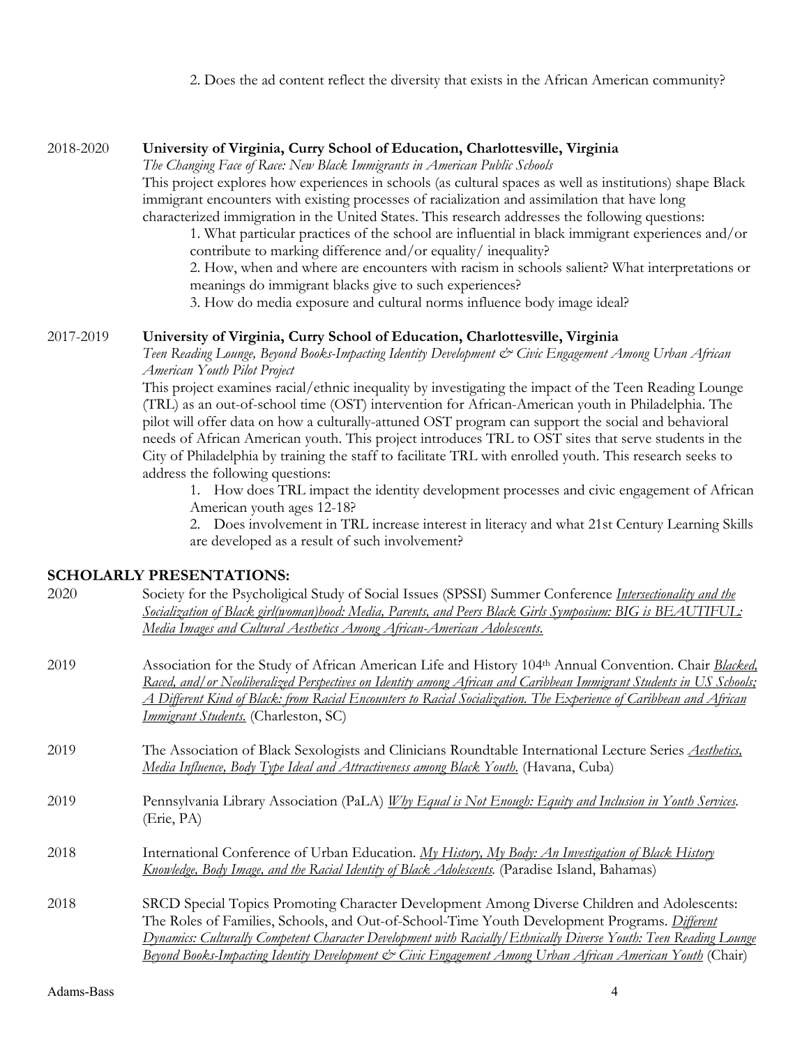2. Does the ad content reflect the diversity that exists in the African American community?

2018-2020 **University of Virginia, Curry School of Education, Charlottesville, Virginia**
*The Changing Face of Race: New Black Immigrants in American Public Schools*
This project explores how experiences in schools (as cultural spaces as well as institutions) shape Black immigrant encounters with existing processes of racialization and assimilation that have long characterized immigration in the United States. This research addresses the following questions:

1. What particular practices of the school are influential in black immigrant experiences and/or contribute to marking difference and/or equality/ inequality?
2. How, when and where are encounters with racism in schools salient? What interpretations or meanings do immigrant blacks give to such experiences?
3. How do media exposure and cultural norms influence body image ideal?

2017-2019 **University of Virginia, Curry School of Education, Charlottesville, Virginia**
*Teen Reading Lounge, Beyond Books-Impacting Identity Development & Civic Engagement Among Urban African American Youth Pilot Project*
This project examines racial/ethnic inequality by investigating the impact of the Teen Reading Lounge (TRL) as an out-of-school time (OST) intervention for African-American youth in Philadelphia. The pilot will offer data on how a culturally-attuned OST program can support the social and behavioral needs of African American youth. This project introduces TRL to OST sites that serve students in the City of Philadelphia by training the staff to facilitate TRL with enrolled youth. This research seeks to address the following questions:

1. How does TRL impact the identity development processes and civic engagement of African American youth ages 12-18?
2. Does involvement in TRL increase interest in literacy and what 21st Century Learning Skills are developed as a result of such involvement?

## SCHOLARLY PRESENTATIONS:

2020 Society for the Psycholigical Study of Social Issues (SPSSI) Summer Conference *Intersectionality and the Socialization of Black girl(woman)hood: Media, Parents, and Peers Black Girls Symposium: BIG is BEAUTIFUL: Media Images and Cultural Aesthetics Among African-American Adolescents.*

2019 Association for the Study of African American Life and History 104th Annual Convention. Chair *Blacked, Raced, and/or Neoliberalized Perspectives on Identity among African and Caribbean Immigrant Students in US Schools; A Different Kind of Black: from Racial Encounters to Racial Socialization. The Experience of Caribbean and African Immigrant Students.* (Charleston, SC)

2019 The Association of Black Sexologists and Clinicians Roundtable International Lecture Series *Aesthetics, Media Influence, Body Type Ideal and Attractiveness among Black Youth.* (Havana, Cuba)

2019 Pennsylvania Library Association (PaLA) *Why Equal is Not Enough: Equity and Inclusion in Youth Services.* (Erie, PA)

2018 International Conference of Urban Education. *My History, My Body: An Investigation of Black History Knowledge, Body Image, and the Racial Identity of Black Adolescents.* (Paradise Island, Bahamas)

2018 SRCD Special Topics Promoting Character Development Among Diverse Children and Adolescents: The Roles of Families, Schools, and Out-of-School-Time Youth Development Programs. *Different Dynamics: Culturally Competent Character Development with Racially/Ethnically Diverse Youth: Teen Reading Lounge Beyond Books-Impacting Identity Development & Civic Engagement Among Urban African American Youth* (Chair)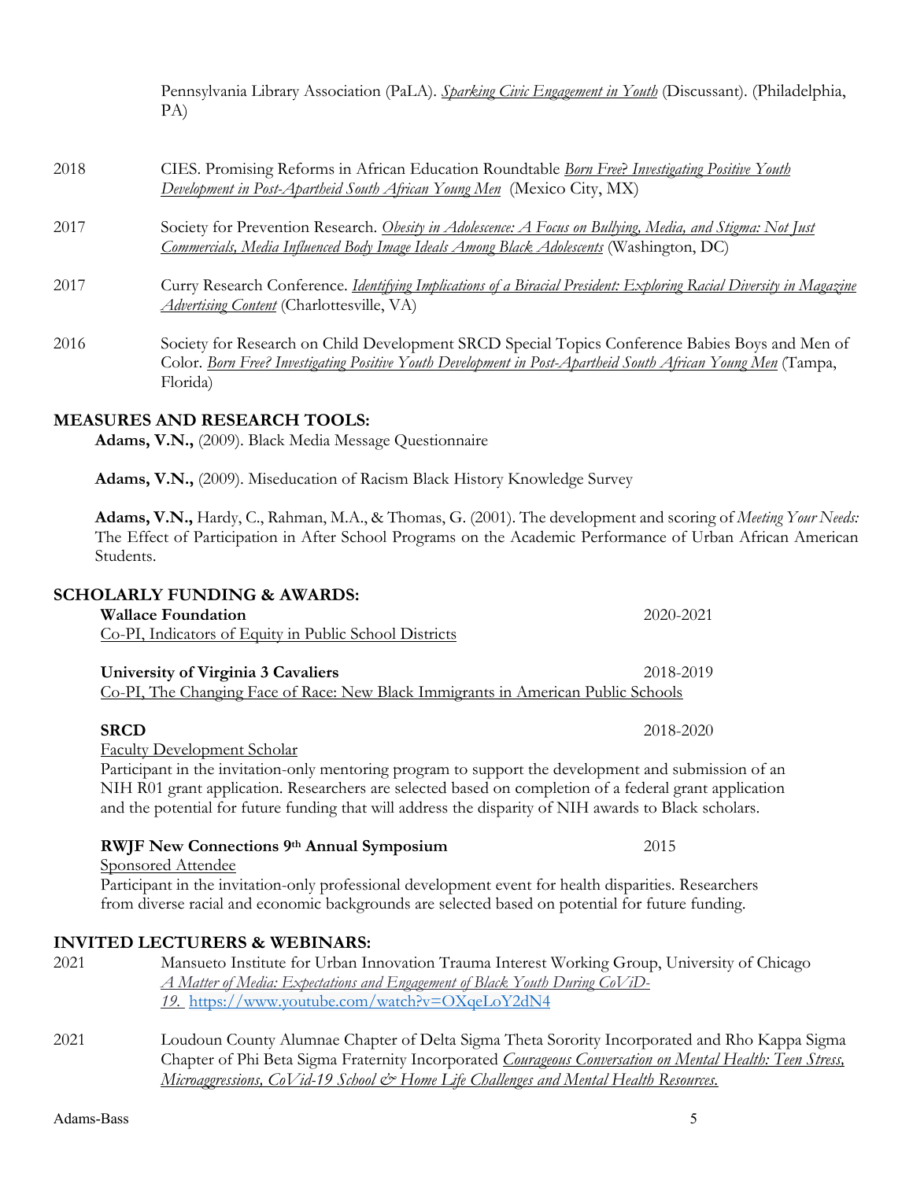Pennsylvania Library Association (PaLA). *Sparking Civic Engagement in Youth* (Discussant). (Philadelphia, PA)

2018 CIES. Promising Reforms in African Education Roundtable *Born Free? Investigating Positive Youth Development in Post-Apartheid South African Young Men* (Mexico City, MX)

2017 Society for Prevention Research. *Obesity in Adolescence: A Focus on Bullying, Media, and Stigma: Not Just Commercials, Media Influenced Body Image Ideals Among Black Adolescents* (Washington, DC)

2017 Curry Research Conference. *Identifying Implications of a Biracial President: Exploring Racial Diversity in Magazine Advertising Content* (Charlottesville, VA)

2016 Society for Research on Child Development SRCD Special Topics Conference Babies Boys and Men of Color. *Born Free? Investigating Positive Youth Development in Post-Apartheid South African Young Men* (Tampa, Florida)

## MEASURES AND RESEARCH TOOLS:

**Adams, V.N.,** (2009). Black Media Message Questionnaire

**Adams, V.N.,** (2009). Miseducation of Racism Black History Knowledge Survey

**Adams, V.N.,** Hardy, C., Rahman, M.A., & Thomas, G. (2001). The development and scoring of *Meeting Your Needs:* The Effect of Participation in After School Programs on the Academic Performance of Urban African American Students.

## SCHOLARLY FUNDING & AWARDS:

**Wallace Foundation** 2020-2021
Co-PI, Indicators of Equity in Public School Districts

**University of Virginia 3 Cavaliers** 2018-2019
Co-PI, The Changing Face of Race: New Black Immigrants in American Public Schools

**SRCD** 2018-2020
Faculty Development Scholar
Participant in the invitation-only mentoring program to support the development and submission of an NIH R01 grant application. Researchers are selected based on completion of a federal grant application and the potential for future funding that will address the disparity of NIH awards to Black scholars.

**RWJF New Connections 9th Annual Symposium** 2015
Sponsored Attendee
Participant in the invitation-only professional development event for health disparities. Researchers from diverse racial and economic backgrounds are selected based on potential for future funding.

## INVITED LECTURERS & WEBINARS:

2021 Mansueto Institute for Urban Innovation Trauma Interest Working Group, University of Chicago *A Matter of Media: Expectations and Engagement of Black Youth During CoViD-19.* https://www.youtube.com/watch?v=OXqeLoY2dN4

2021 Loudoun County Alumnae Chapter of Delta Sigma Theta Sorority Incorporated and Rho Kappa Sigma Chapter of Phi Beta Sigma Fraternity Incorporated *Courageous Conversation on Mental Health: Teen Stress, Microaggressions, CoVid-19 School & Home Life Challenges and Mental Health Resources.*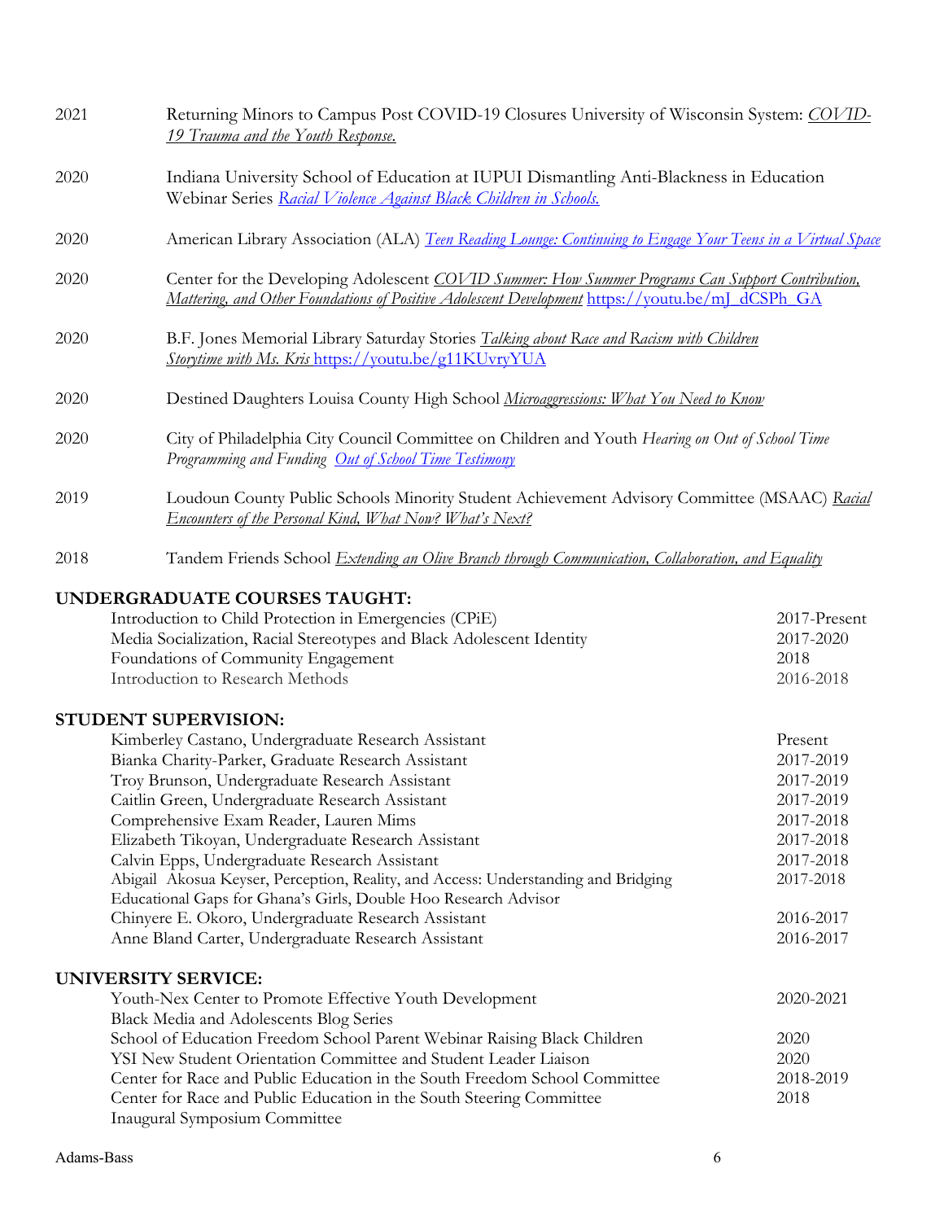| | |
|---|---|
| 2021 | Returning Minors to Campus Post COVID-19 Closures University of Wisconsin System: *COVID-19 Trauma and the Youth Response.* |
| 2020 | Indiana University School of Education at IUPUI Dismantling Anti-Blackness in Education Webinar Series *Racial Violence Against Black Children in Schools.* |
| 2020 | American Library Association (ALA) *Teen Reading Lounge: Continuing to Engage Your Teens in a Virtual Space* |
| 2020 | Center for the Developing Adolescent *COVID Summer: How Summer Programs Can Support Contribution, Mattering, and Other Foundations of Positive Adolescent Development* https://youtu.be/mJ_dCSPh_GA |
| 2020 | B.F. Jones Memorial Library Saturday Stories *Talking about Race and Racism with Children Storytime with Ms. Kris* https://youtu.be/g11KUvryYUA |
| 2020 | Destined Daughters Louisa County High School *Microaggressions: What You Need to Know* |
| 2020 | City of Philadelphia City Council Committee on Children and Youth *Hearing on Out of School Time Programming and Funding* *Out of School Time Testimony* |
| 2019 | Loudoun County Public Schools Minority Student Achievement Advisory Committee (MSAAC) *Racial Encounters of the Personal Kind, What Now? What's Next?* |
| 2018 | Tandem Friends School *Extending an Olive Branch through Communication, Collaboration, and Equality* |

## UNDERGRADUATE COURSES TAUGHT:

| | |
|---|---|
| Introduction to Child Protection in Emergencies (CPiE) | 2017-Present |
| Media Socialization, Racial Stereotypes and Black Adolescent Identity | 2017-2020 |
| Foundations of Community Engagement | 2018 |
| Introduction to Research Methods | 2016-2018 |

## STUDENT SUPERVISION:

| | |
|---|---|
| Kimberley Castano, Undergraduate Research Assistant | Present |
| Bianka Charity-Parker, Graduate Research Assistant | 2017-2019 |
| Troy Brunson, Undergraduate Research Assistant | 2017-2019 |
| Caitlin Green, Undergraduate Research Assistant | 2017-2019 |
| Comprehensive Exam Reader, Lauren Mims | 2017-2018 |
| Elizabeth Tikoyan, Undergraduate Research Assistant | 2017-2018 |
| Calvin Epps, Undergraduate Research Assistant | 2017-2018 |
| Abigail Akosua Keyser, Perception, Reality, and Access: Understanding and Bridging Educational Gaps for Ghana's Girls, Double Hoo Research Advisor | 2017-2018 |
| Chinyere E. Okoro, Undergraduate Research Assistant | 2016-2017 |
| Anne Bland Carter, Undergraduate Research Assistant | 2016-2017 |

## UNIVERSITY SERVICE:

| | |
|---|---|
| Youth-Nex Center to Promote Effective Youth Development Black Media and Adolescents Blog Series | 2020-2021 |
| School of Education Freedom School Parent Webinar Raising Black Children | 2020 |
| YSI New Student Orientation Committee and Student Leader Liaison | 2020 |
| Center for Race and Public Education in the South Freedom School Committee | 2018-2019 |
| Center for Race and Public Education in the South Steering Committee Inaugural Symposium Committee | 2018 |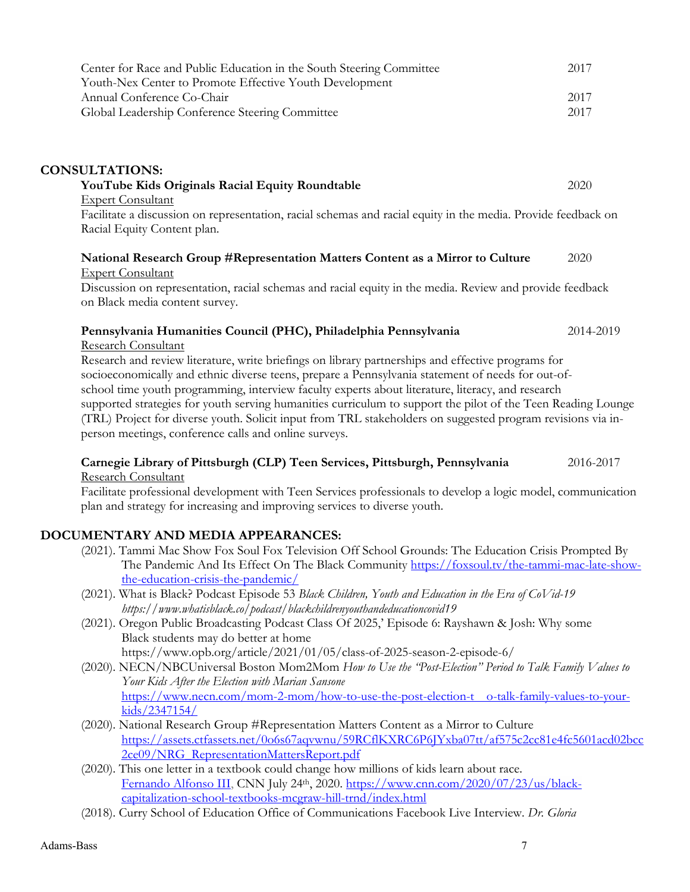Center for Race and Public Education in the South Steering Committee 2017
Youth-Nex Center to Promote Effective Youth Development
Annual Conference Co-Chair 2017
Global Leadership Conference Steering Committee 2017

## CONSULTATIONS:

**YouTube Kids Originals Racial Equity Roundtable** 2020
Expert Consultant
Facilitate a discussion on representation, racial schemas and racial equity in the media. Provide feedback on Racial Equity Content plan.

**National Research Group #Representation Matters Content as a Mirror to Culture** 2020
Expert Consultant
Discussion on representation, racial schemas and racial equity in the media. Review and provide feedback on Black media content survey.

**Pennsylvania Humanities Council (PHC), Philadelphia Pennsylvania** 2014-2019
Research Consultant
Research and review literature, write briefings on library partnerships and effective programs for socioeconomically and ethnic diverse teens, prepare a Pennsylvania statement of needs for out-of-school time youth programming, interview faculty experts about literature, literacy, and research supported strategies for youth serving humanities curriculum to support the pilot of the Teen Reading Lounge (TRL) Project for diverse youth. Solicit input from TRL stakeholders on suggested program revisions via in-person meetings, conference calls and online surveys.

**Carnegie Library of Pittsburgh (CLP) Teen Services, Pittsburgh, Pennsylvania** 2016-2017
Research Consultant
Facilitate professional development with Teen Services professionals to develop a logic model, communication plan and strategy for increasing and improving services to diverse youth.

## DOCUMENTARY AND MEDIA APPEARANCES:

(2021). Tammi Mac Show Fox Soul Fox Television Off School Grounds: The Education Crisis Prompted By The Pandemic And Its Effect On The Black Community https://foxsoul.tv/the-tammi-mac-late-show-the-education-crisis-the-pandemic/

(2021). What is Black? Podcast Episode 53 *Black Children, Youth and Education in the Era of CoVid-19 https://www.whatisblack.co/podcast/blackchildrenyouthandeducationcovid19*

(2021). Oregon Public Broadcasting Podcast Class Of 2025,' Episode 6: Rayshawn & Josh: Why some Black students may do better at home https://www.opb.org/article/2021/01/05/class-of-2025-season-2-episode-6/

(2020). NECN/NBCUniversal Boston Mom2Mom *How to Use the "Post-Election" Period to Talk Family Values to Your Kids After the Election with Marian Sansone* https://www.necn.com/mom-2-mom/how-to-use-the-post-election-t o-talk-family-values-to-your-kids/2347154/

(2020). National Research Group #Representation Matters Content as a Mirror to Culture https://assets.ctfassets.net/0o6s67aqvwnu/59RCflKXRC6P6JYxba07tt/af575c2cc81e4fc5601acd02bcc2ce09/NRG_RepresentationMattersReport.pdf

(2020). This one letter in a textbook could change how millions of kids learn about race. Fernando Alfonso III, CNN July 24th, 2020. https://www.cnn.com/2020/07/23/us/black-capitalization-school-textbooks-mcgraw-hill-trnd/index.html

(2018). Curry School of Education Office of Communications Facebook Live Interview. *Dr. Gloria*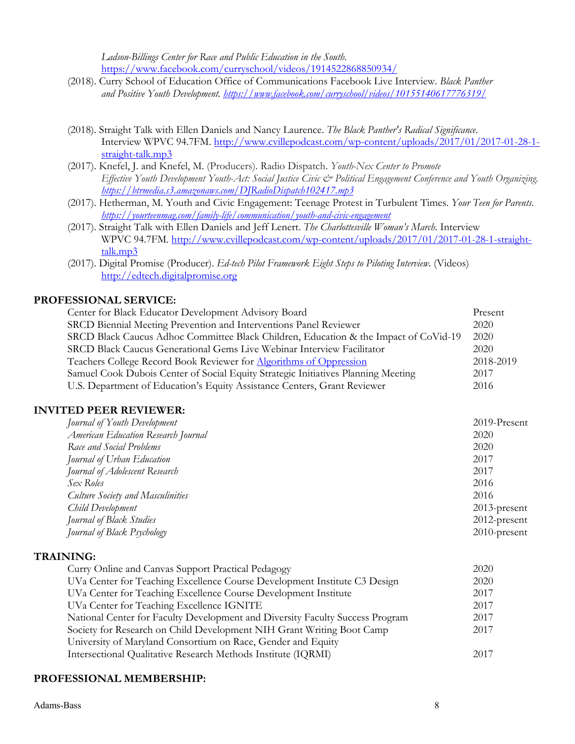*Ladson-Billings Center for Race and Public Education in the South.* https://www.facebook.com/curryschool/videos/1914522868850934/

(2018). Curry School of Education Office of Communications Facebook Live Interview. *Black Panther and Positive Youth Development. https://www.facebook.com/curryschool/videos/10155140617776319/*

(2018). Straight Talk with Ellen Daniels and Nancy Laurence. *The Black Panther's Radical Significance.* Interview WPVC 94.7FM. http://www.cvillepodcast.com/wp-content/uploads/2017/01/2017-01-28-1-straight-talk.mp3

(2017). Knefel, J. and Knefel, M. (Producers). Radio Dispatch. *Youth-Nex Center to Promote Effective Youth Development Youth-Act: Social Justice Civic & Political Engagement Conference and Youth Organizing. https://btrmedia.s3.amazonaws.com/DJRadioDispatch102417.mp3*

(2017). Hetherman, M. Youth and Civic Engagement: Teenage Protest in Turbulent Times. *Your Teen for Parents. https://yourteenmag.com/family-life/communication/youth-and-civic-engagement*

(2017). Straight Talk with Ellen Daniels and Jeff Lenert. *The Charlottesville Woman's March.* Interview WPVC 94.7FM. http://www.cvillepodcast.com/wp-content/uploads/2017/01/2017-01-28-1-straight-talk.mp3

(2017). Digital Promise (Producer). *Ed-tech Pilot Framework Eight Steps to Piloting Interview.* (Videos) http://edtech.digitalpromise.org

## PROFESSIONAL SERVICE:

| | |
|---|---|
| Center for Black Educator Development Advisory Board | Present |
| SRCD Biennial Meeting Prevention and Interventions Panel Reviewer | 2020 |
| SRCD Black Caucus Adhoc Committee Black Children, Education & the Impact of CoVid-19 | 2020 |
| SRCD Black Caucus Generational Gems Live Webinar Interview Facilitator | 2020 |
| Teachers College Record Book Reviewer for Algorithms of Oppression | 2018-2019 |
| Samuel Cook Dubois Center of Social Equity Strategic Initiatives Planning Meeting | 2017 |
| U.S. Department of Education's Equity Assistance Centers, Grant Reviewer | 2016 |

## INVITED PEER REVIEWER:

| | |
|---|---|
| *Journal of Youth Development* | 2019-Present |
| *American Education Research Journal* | 2020 |
| *Race and Social Problems* | 2020 |
| *Journal of Urban Education* | 2017 |
| *Journal of Adolescent Research* | 2017 |
| *Sex Roles* | 2016 |
| *Culture Society and Masculinities* | 2016 |
| *Child Development* | 2013-present |
| *Journal of Black Studies* | 2012-present |
| *Journal of Black Psychology* | 2010-present |

## TRAINING:

| | |
|---|---|
| Curry Online and Canvas Support Practical Pedagogy | 2020 |
| UVa Center for Teaching Excellence Course Development Institute C3 Design | 2020 |
| UVa Center for Teaching Excellence Course Development Institute | 2017 |
| UVa Center for Teaching Excellence IGNITE | 2017 |
| National Center for Faculty Development and Diversity Faculty Success Program | 2017 |
| Society for Research on Child Development NIH Grant Writing Boot Camp | 2017 |
| University of Maryland Consortium on Race, Gender and Equity Intersectional Qualitative Research Methods Institute (IQRMI) | 2017 |

## PROFESSIONAL MEMBERSHIP: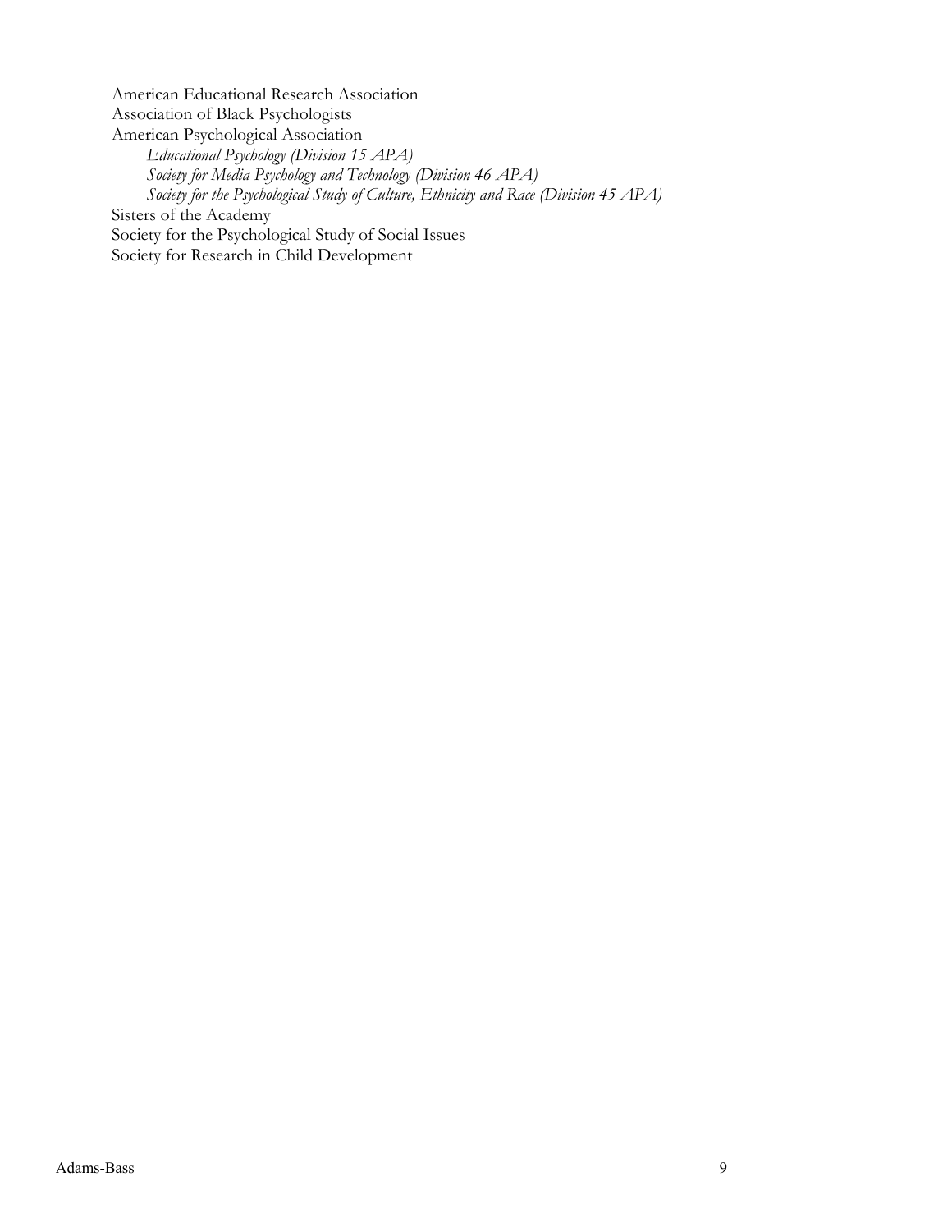American Educational Research Association
Association of Black Psychologists
American Psychological Association
- *Educational Psychology (Division 15 APA)*
- *Society for Media Psychology and Technology (Division 46 APA)*
- *Society for the Psychological Study of Culture, Ethnicity and Race (Division 45 APA)*

Sisters of the Academy
Society for the Psychological Study of Social Issues
Society for Research in Child Development